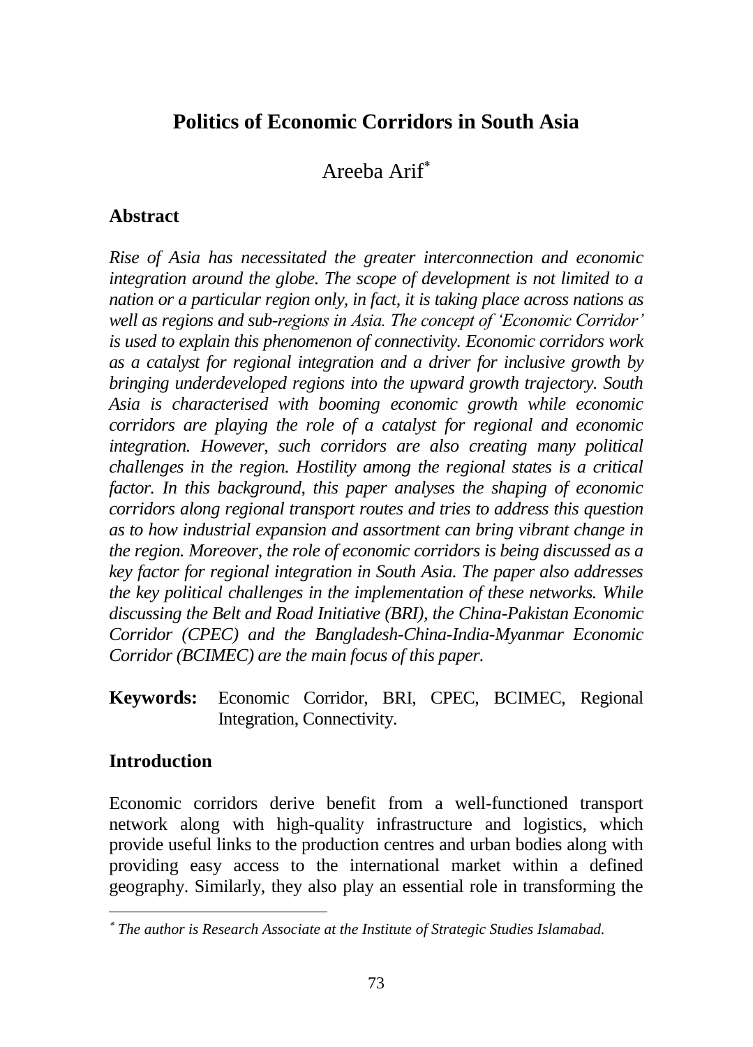# Politics of Economic Corridors in South Asia

Areeba Arif[*]

## Abstract

*Rise of Asia has necessitated the greater interconnection and economic integration around the globe. The scope of development is not limited to a nation or a particular region only, in fact, it is taking place across nations as well as regions and sub-regions in Asia. The concept of 'Economic Corridor' is used to explain this phenomenon of connectivity. Economic corridors work as a catalyst for regional integration and a driver for inclusive growth by bringing underdeveloped regions into the upward growth trajectory. South Asia is characterised with booming economic growth while economic corridors are playing the role of a catalyst for regional and economic integration. However, such corridors are also creating many political challenges in the region. Hostility among the regional states is a critical factor. In this background, this paper analyses the shaping of economic corridors along regional transport routes and tries to address this question as to how industrial expansion and assortment can bring vibrant change in the region. Moreover, the role of economic corridors is being discussed as a key factor for regional integration in South Asia. The paper also addresses the key political challenges in the implementation of these networks. While discussing the Belt and Road Initiative (BRI), the China-Pakistan Economic Corridor (CPEC) and the Bangladesh-China-India-Myanmar Economic Corridor (BCIMEC) are the main focus of this paper.*

**Keywords:** Economic Corridor, BRI, CPEC, BCIMEC, Regional Integration, Connectivity.

## Introduction

Economic corridors derive benefit from a well-functioned transport network along with high-quality infrastructure and logistics, which provide useful links to the production centres and urban bodies along with providing easy access to the international market within a defined geography. Similarly, they also play an essential role in transforming the

---

[*] *The author is Research Associate at the Institute of Strategic Studies Islamabad.*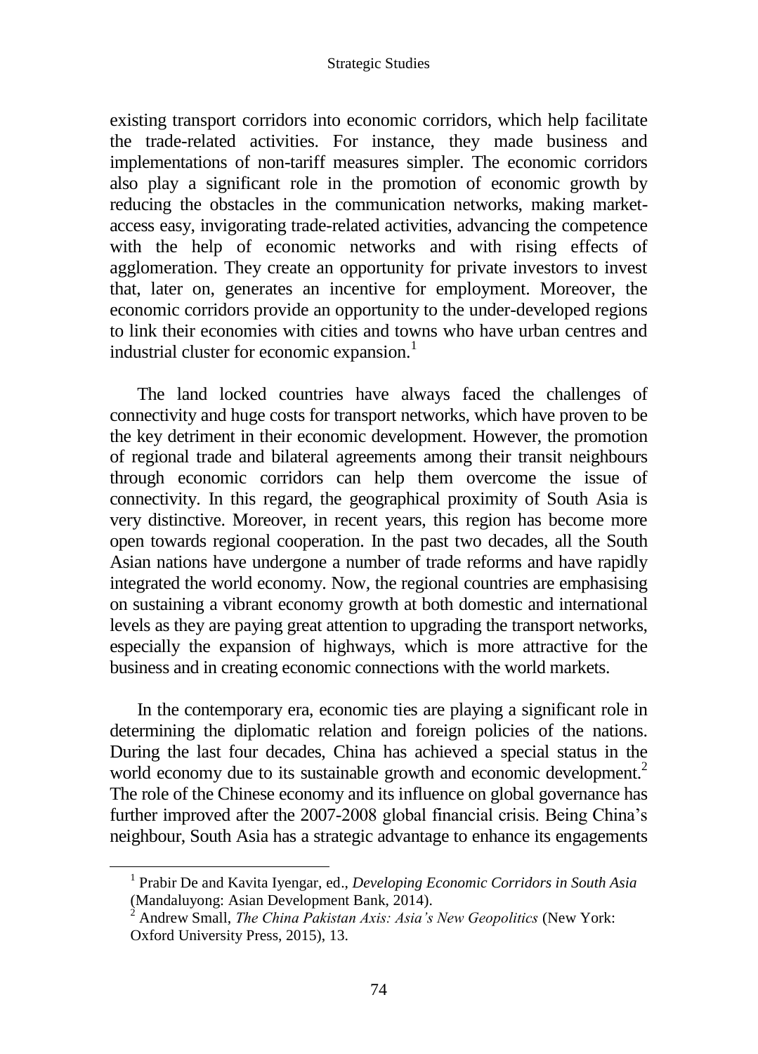existing transport corridors into economic corridors, which help facilitate the trade-related activities. For instance, they made business and implementations of non-tariff measures simpler. The economic corridors also play a significant role in the promotion of economic growth by reducing the obstacles in the communication networks, making market-access easy, invigorating trade-related activities, advancing the competence with the help of economic networks and with rising effects of agglomeration. They create an opportunity for private investors to invest that, later on, generates an incentive for employment. Moreover, the economic corridors provide an opportunity to the under-developed regions to link their economies with cities and towns who have urban centres and industrial cluster for economic expansion.[1]

The land locked countries have always faced the challenges of connectivity and huge costs for transport networks, which have proven to be the key detriment in their economic development. However, the promotion of regional trade and bilateral agreements among their transit neighbours through economic corridors can help them overcome the issue of connectivity. In this regard, the geographical proximity of South Asia is very distinctive. Moreover, in recent years, this region has become more open towards regional cooperation. In the past two decades, all the South Asian nations have undergone a number of trade reforms and have rapidly integrated the world economy. Now, the regional countries are emphasising on sustaining a vibrant economy growth at both domestic and international levels as they are paying great attention to upgrading the transport networks, especially the expansion of highways, which is more attractive for the business and in creating economic connections with the world markets.

In the contemporary era, economic ties are playing a significant role in determining the diplomatic relation and foreign policies of the nations. During the last four decades, China has achieved a special status in the world economy due to its sustainable growth and economic development.[2] The role of the Chinese economy and its influence on global governance has further improved after the 2007-2008 global financial crisis. Being China's neighbour, South Asia has a strategic advantage to enhance its engagements

---

[1] Prabir De and Kavita Iyengar, ed., *Developing Economic Corridors in South Asia* (Mandaluyong: Asian Development Bank, 2014).

[2] Andrew Small, *The China Pakistan Axis: Asia's New Geopolitics* (New York: Oxford University Press, 2015), 13.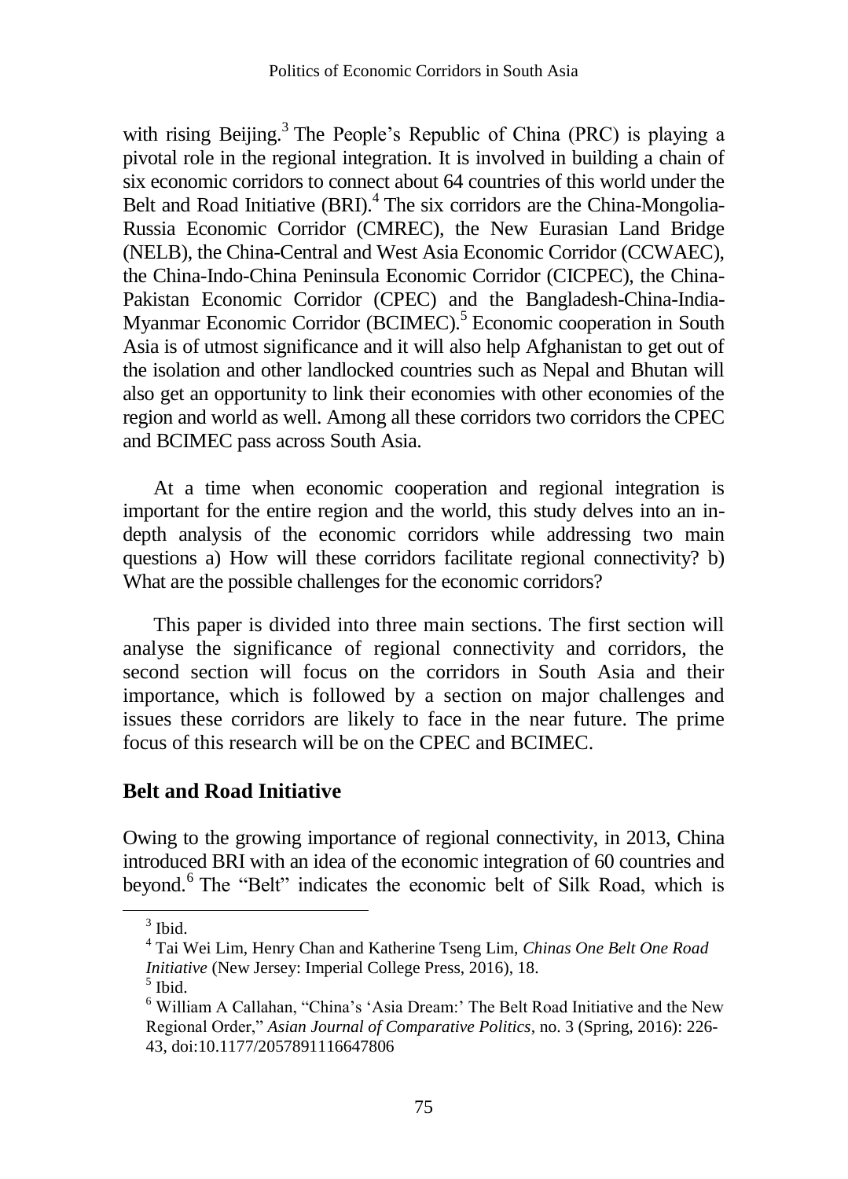with rising Beijing.[3] The People's Republic of China (PRC) is playing a pivotal role in the regional integration. It is involved in building a chain of six economic corridors to connect about 64 countries of this world under the Belt and Road Initiative (BRI).[4] The six corridors are the China-Mongolia-Russia Economic Corridor (CMREC), the New Eurasian Land Bridge (NELB), the China-Central and West Asia Economic Corridor (CCWAEC), the China-Indo-China Peninsula Economic Corridor (CICPEC), the China-Pakistan Economic Corridor (CPEC) and the Bangladesh-China-India-Myanmar Economic Corridor (BCIMEC).[5] Economic cooperation in South Asia is of utmost significance and it will also help Afghanistan to get out of the isolation and other landlocked countries such as Nepal and Bhutan will also get an opportunity to link their economies with other economies of the region and world as well. Among all these corridors two corridors the CPEC and BCIMEC pass across South Asia.

At a time when economic cooperation and regional integration is important for the entire region and the world, this study delves into an in-depth analysis of the economic corridors while addressing two main questions a) How will these corridors facilitate regional connectivity? b) What are the possible challenges for the economic corridors?

This paper is divided into three main sections. The first section will analyse the significance of regional connectivity and corridors, the second section will focus on the corridors in South Asia and their importance, which is followed by a section on major challenges and issues these corridors are likely to face in the near future. The prime focus of this research will be on the CPEC and BCIMEC.

## Belt and Road Initiative

Owing to the growing importance of regional connectivity, in 2013, China introduced BRI with an idea of the economic integration of 60 countries and beyond.[6] The "Belt" indicates the economic belt of Silk Road, which is

---

[3] Ibid.

[4] Tai Wei Lim, Henry Chan and Katherine Tseng Lim, *Chinas One Belt One Road Initiative* (New Jersey: Imperial College Press, 2016), 18.

[5] Ibid.

[6] William A Callahan, "China's 'Asia Dream:' The Belt Road Initiative and the New Regional Order," *Asian Journal of Comparative Politics*, no. 3 (Spring, 2016): 226-43, doi:10.1177/2057891116647806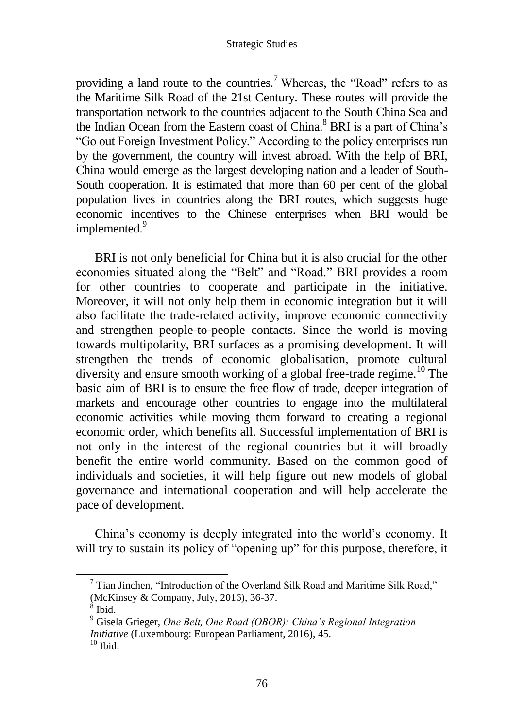providing a land route to the countries.[7] Whereas, the "Road" refers to as the Maritime Silk Road of the 21st Century. These routes will provide the transportation network to the countries adjacent to the South China Sea and the Indian Ocean from the Eastern coast of China.[8] BRI is a part of China's "Go out Foreign Investment Policy." According to the policy enterprises run by the government, the country will invest abroad. With the help of BRI, China would emerge as the largest developing nation and a leader of South-South cooperation. It is estimated that more than 60 per cent of the global population lives in countries along the BRI routes, which suggests huge economic incentives to the Chinese enterprises when BRI would be implemented.[9]

BRI is not only beneficial for China but it is also crucial for the other economies situated along the "Belt" and "Road." BRI provides a room for other countries to cooperate and participate in the initiative. Moreover, it will not only help them in economic integration but it will also facilitate the trade-related activity, improve economic connectivity and strengthen people-to-people contacts. Since the world is moving towards multipolarity, BRI surfaces as a promising development. It will strengthen the trends of economic globalisation, promote cultural diversity and ensure smooth working of a global free-trade regime.[10] The basic aim of BRI is to ensure the free flow of trade, deeper integration of markets and encourage other countries to engage into the multilateral economic activities while moving them forward to creating a regional economic order, which benefits all. Successful implementation of BRI is not only in the interest of the regional countries but it will broadly benefit the entire world community. Based on the common good of individuals and societies, it will help figure out new models of global governance and international cooperation and will help accelerate the pace of development.

China's economy is deeply integrated into the world's economy. It will try to sustain its policy of "opening up" for this purpose, therefore, it

---

[7] Tian Jinchen, "Introduction of the Overland Silk Road and Maritime Silk Road," (McKinsey & Company, July, 2016), 36-37.

[8] Ibid.

[9] Gisela Grieger, *One Belt, One Road (OBOR): China's Regional Integration Initiative* (Luxembourg: European Parliament, 2016), 45.

[10] Ibid.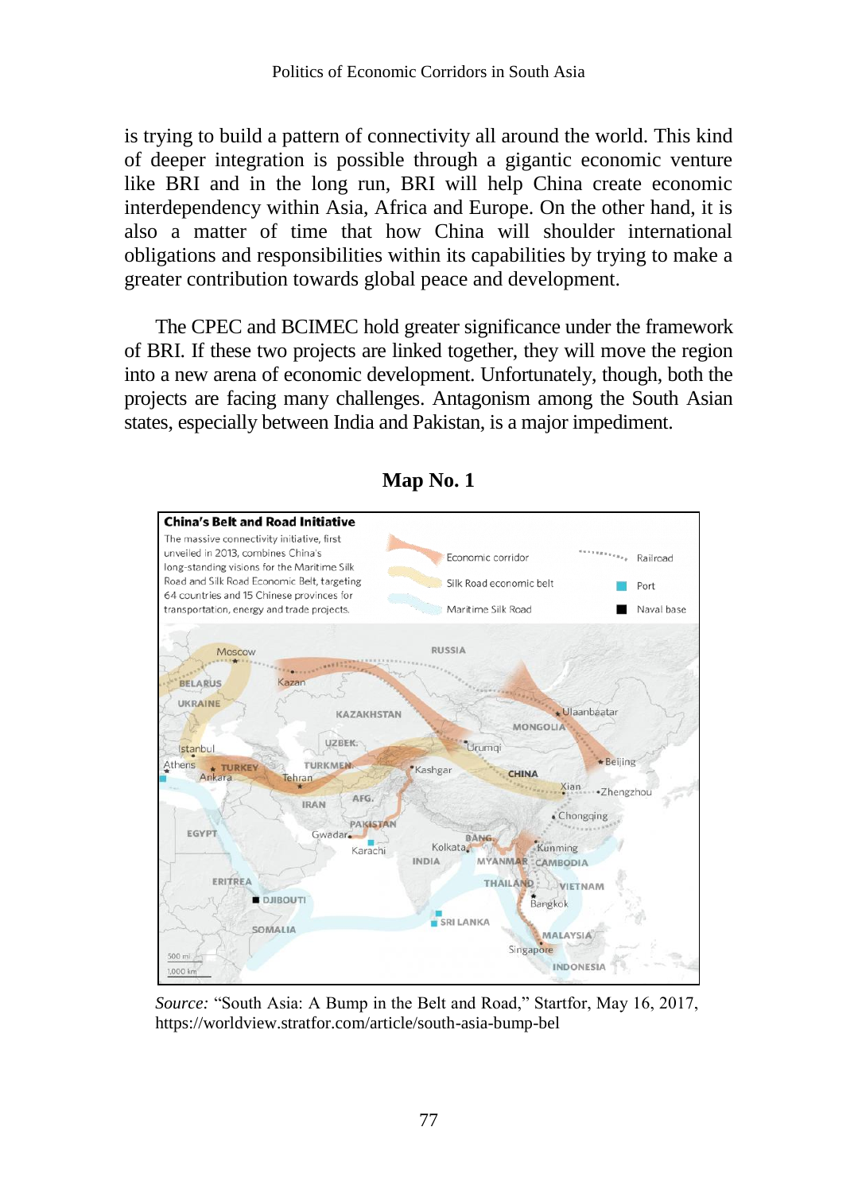is trying to build a pattern of connectivity all around the world. This kind of deeper integration is possible through a gigantic economic venture like BRI and in the long run, BRI will help China create economic interdependency within Asia, Africa and Europe. On the other hand, it is also a matter of time that how China will shoulder international obligations and responsibilities within its capabilities by trying to make a greater contribution towards global peace and development.

The CPEC and BCIMEC hold greater significance under the framework of BRI. If these two projects are linked together, they will move the region into a new arena of economic development. Unfortunately, though, both the projects are facing many challenges. Antagonism among the South Asian states, especially between India and Pakistan, is a major impediment.

**Map No. 1**

*Source:* "South Asia: A Bump in the Belt and Road," Startfor, May 16, 2017, https://worldview.stratfor.com/article/south-asia-bump-bel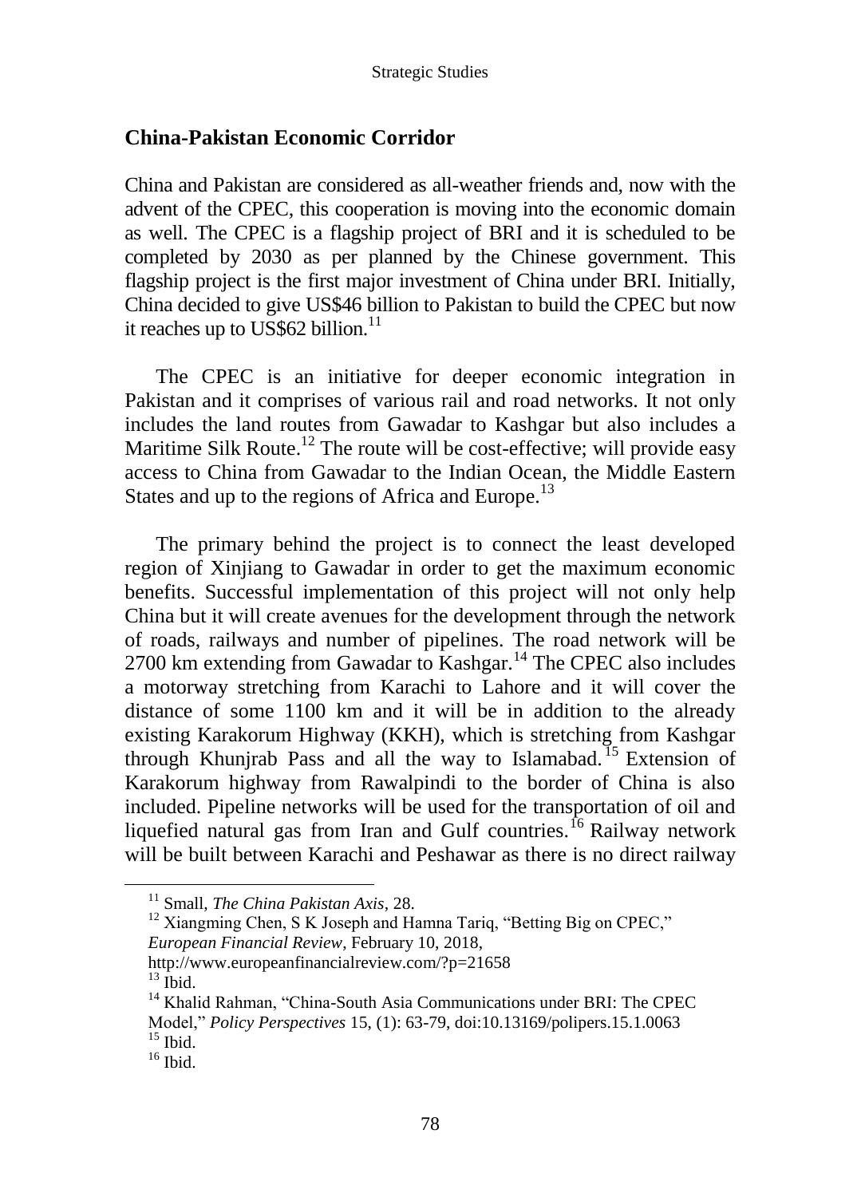## China-Pakistan Economic Corridor

China and Pakistan are considered as all-weather friends and, now with the advent of the CPEC, this cooperation is moving into the economic domain as well. The CPEC is a flagship project of BRI and it is scheduled to be completed by 2030 as per planned by the Chinese government. This flagship project is the first major investment of China under BRI. Initially, China decided to give US$46 billion to Pakistan to build the CPEC but now it reaches up to US$62 billion.[11]

The CPEC is an initiative for deeper economic integration in Pakistan and it comprises of various rail and road networks. It not only includes the land routes from Gawadar to Kashgar but also includes a Maritime Silk Route.[12] The route will be cost-effective; will provide easy access to China from Gawadar to the Indian Ocean, the Middle Eastern States and up to the regions of Africa and Europe.[13]

The primary behind the project is to connect the least developed region of Xinjiang to Gawadar in order to get the maximum economic benefits. Successful implementation of this project will not only help China but it will create avenues for the development through the network of roads, railways and number of pipelines. The road network will be 2700 km extending from Gawadar to Kashgar.[14] The CPEC also includes a motorway stretching from Karachi to Lahore and it will cover the distance of some 1100 km and it will be in addition to the already existing Karakorum Highway (KKH), which is stretching from Kashgar through Khunjrab Pass and all the way to Islamabad.[15] Extension of Karakorum highway from Rawalpindi to the border of China is also included. Pipeline networks will be used for the transportation of oil and liquefied natural gas from Iran and Gulf countries.[16] Railway network will be built between Karachi and Peshawar as there is no direct railway

---

[11] Small, *The China Pakistan Axis*, 28.

[12] Xiangming Chen, S K Joseph and Hamna Tariq, "Betting Big on CPEC," *European Financial Review*, February 10, 2018, http://www.europeanfinancialreview.com/?p=21658

[13] Ibid.

[14] Khalid Rahman, "China-South Asia Communications under BRI: The CPEC Model," *Policy Perspectives* 15, (1): 63-79, doi:10.13169/polipers.15.1.0063

[15] Ibid.

[16] Ibid.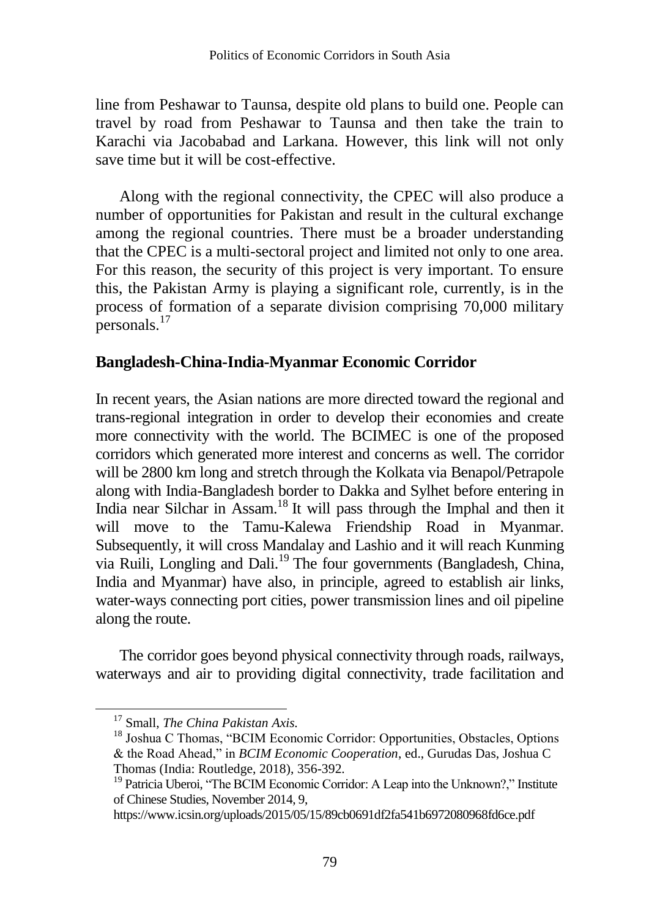line from Peshawar to Taunsa, despite old plans to build one. People can travel by road from Peshawar to Taunsa and then take the train to Karachi via Jacobabad and Larkana. However, this link will not only save time but it will be cost-effective.

Along with the regional connectivity, the CPEC will also produce a number of opportunities for Pakistan and result in the cultural exchange among the regional countries. There must be a broader understanding that the CPEC is a multi-sectoral project and limited not only to one area. For this reason, the security of this project is very important. To ensure this, the Pakistan Army is playing a significant role, currently, is in the process of formation of a separate division comprising 70,000 military personals.[17]

## Bangladesh-China-India-Myanmar Economic Corridor

In recent years, the Asian nations are more directed toward the regional and trans-regional integration in order to develop their economies and create more connectivity with the world. The BCIMEC is one of the proposed corridors which generated more interest and concerns as well. The corridor will be 2800 km long and stretch through the Kolkata via Benapol/Petrapole along with India-Bangladesh border to Dakka and Sylhet before entering in India near Silchar in Assam.[18] It will pass through the Imphal and then it will move to the Tamu-Kalewa Friendship Road in Myanmar. Subsequently, it will cross Mandalay and Lashio and it will reach Kunming via Ruili, Longling and Dali.[19] The four governments (Bangladesh, China, India and Myanmar) have also, in principle, agreed to establish air links, water-ways connecting port cities, power transmission lines and oil pipeline along the route.

The corridor goes beyond physical connectivity through roads, railways, waterways and air to providing digital connectivity, trade facilitation and

---

[17] Small, *The China Pakistan Axis.*

[18] Joshua C Thomas, "BCIM Economic Corridor: Opportunities, Obstacles, Options & the Road Ahead," in *BCIM Economic Cooperation*, ed., Gurudas Das, Joshua C Thomas (India: Routledge, 2018), 356-392.

[19] Patricia Uberoi, "The BCIM Economic Corridor: A Leap into the Unknown?," Institute of Chinese Studies, November 2014, 9, https://www.icsin.org/uploads/2015/05/15/89cb0691df2fa541b6972080968fd6ce.pdf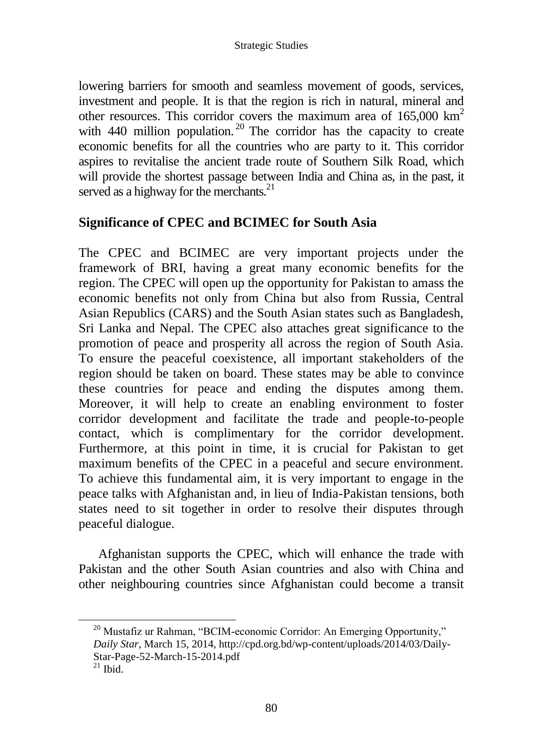lowering barriers for smooth and seamless movement of goods, services, investment and people. It is that the region is rich in natural, mineral and other resources. This corridor covers the maximum area of 165,000 km$^2$ with 440 million population.[20] The corridor has the capacity to create economic benefits for all the countries who are party to it. This corridor aspires to revitalise the ancient trade route of Southern Silk Road, which will provide the shortest passage between India and China as, in the past, it served as a highway for the merchants.[21]

## Significance of CPEC and BCIMEC for South Asia

The CPEC and BCIMEC are very important projects under the framework of BRI, having a great many economic benefits for the region. The CPEC will open up the opportunity for Pakistan to amass the economic benefits not only from China but also from Russia, Central Asian Republics (CARS) and the South Asian states such as Bangladesh, Sri Lanka and Nepal. The CPEC also attaches great significance to the promotion of peace and prosperity all across the region of South Asia. To ensure the peaceful coexistence, all important stakeholders of the region should be taken on board. These states may be able to convince these countries for peace and ending the disputes among them. Moreover, it will help to create an enabling environment to foster corridor development and facilitate the trade and people-to-people contact, which is complimentary for the corridor development. Furthermore, at this point in time, it is crucial for Pakistan to get maximum benefits of the CPEC in a peaceful and secure environment. To achieve this fundamental aim, it is very important to engage in the peace talks with Afghanistan and, in lieu of India-Pakistan tensions, both states need to sit together in order to resolve their disputes through peaceful dialogue.

Afghanistan supports the CPEC, which will enhance the trade with Pakistan and the other South Asian countries and also with China and other neighbouring countries since Afghanistan could become a transit

---

[20] Mustafiz ur Rahman, "BCIM-economic Corridor: An Emerging Opportunity," *Daily Star*, March 15, 2014, http://cpd.org.bd/wp-content/uploads/2014/03/Daily-Star-Page-52-March-15-2014.pdf

[21] Ibid.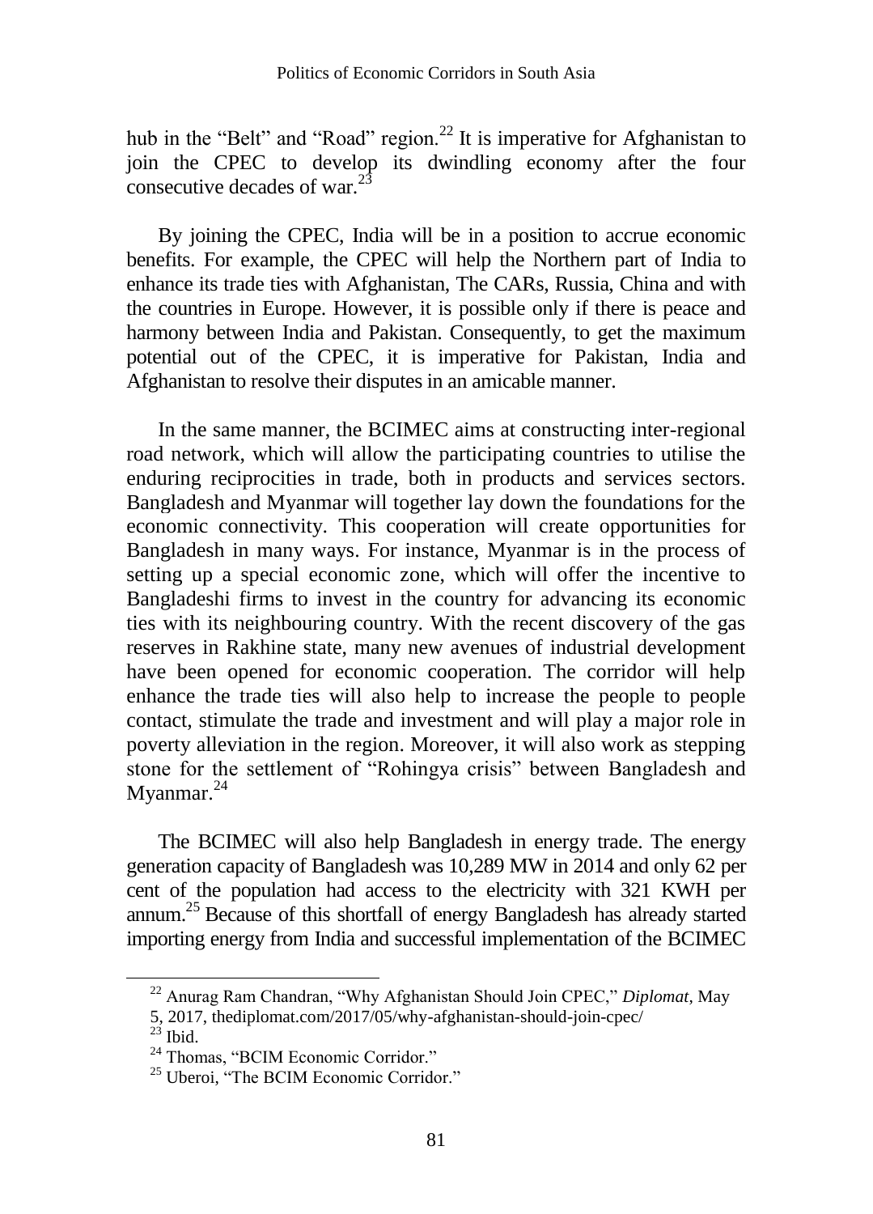hub in the "Belt" and "Road" region.[22] It is imperative for Afghanistan to join the CPEC to develop its dwindling economy after the four consecutive decades of war.[23]

By joining the CPEC, India will be in a position to accrue economic benefits. For example, the CPEC will help the Northern part of India to enhance its trade ties with Afghanistan, The CARs, Russia, China and with the countries in Europe. However, it is possible only if there is peace and harmony between India and Pakistan. Consequently, to get the maximum potential out of the CPEC, it is imperative for Pakistan, India and Afghanistan to resolve their disputes in an amicable manner.

In the same manner, the BCIMEC aims at constructing inter-regional road network, which will allow the participating countries to utilise the enduring reciprocities in trade, both in products and services sectors. Bangladesh and Myanmar will together lay down the foundations for the economic connectivity. This cooperation will create opportunities for Bangladesh in many ways. For instance, Myanmar is in the process of setting up a special economic zone, which will offer the incentive to Bangladeshi firms to invest in the country for advancing its economic ties with its neighbouring country. With the recent discovery of the gas reserves in Rakhine state, many new avenues of industrial development have been opened for economic cooperation. The corridor will help enhance the trade ties will also help to increase the people to people contact, stimulate the trade and investment and will play a major role in poverty alleviation in the region. Moreover, it will also work as stepping stone for the settlement of "Rohingya crisis" between Bangladesh and Myanmar.[24]

The BCIMEC will also help Bangladesh in energy trade. The energy generation capacity of Bangladesh was 10,289 MW in 2014 and only 62 per cent of the population had access to the electricity with 321 KWH per annum.[25] Because of this shortfall of energy Bangladesh has already started importing energy from India and successful implementation of the BCIMEC

---

[22] Anurag Ram Chandran, "Why Afghanistan Should Join CPEC," *Diplomat*, May 5, 2017, thediplomat.com/2017/05/why-afghanistan-should-join-cpec/

[23] Ibid.

[24] Thomas, "BCIM Economic Corridor."

[25] Uberoi, "The BCIM Economic Corridor."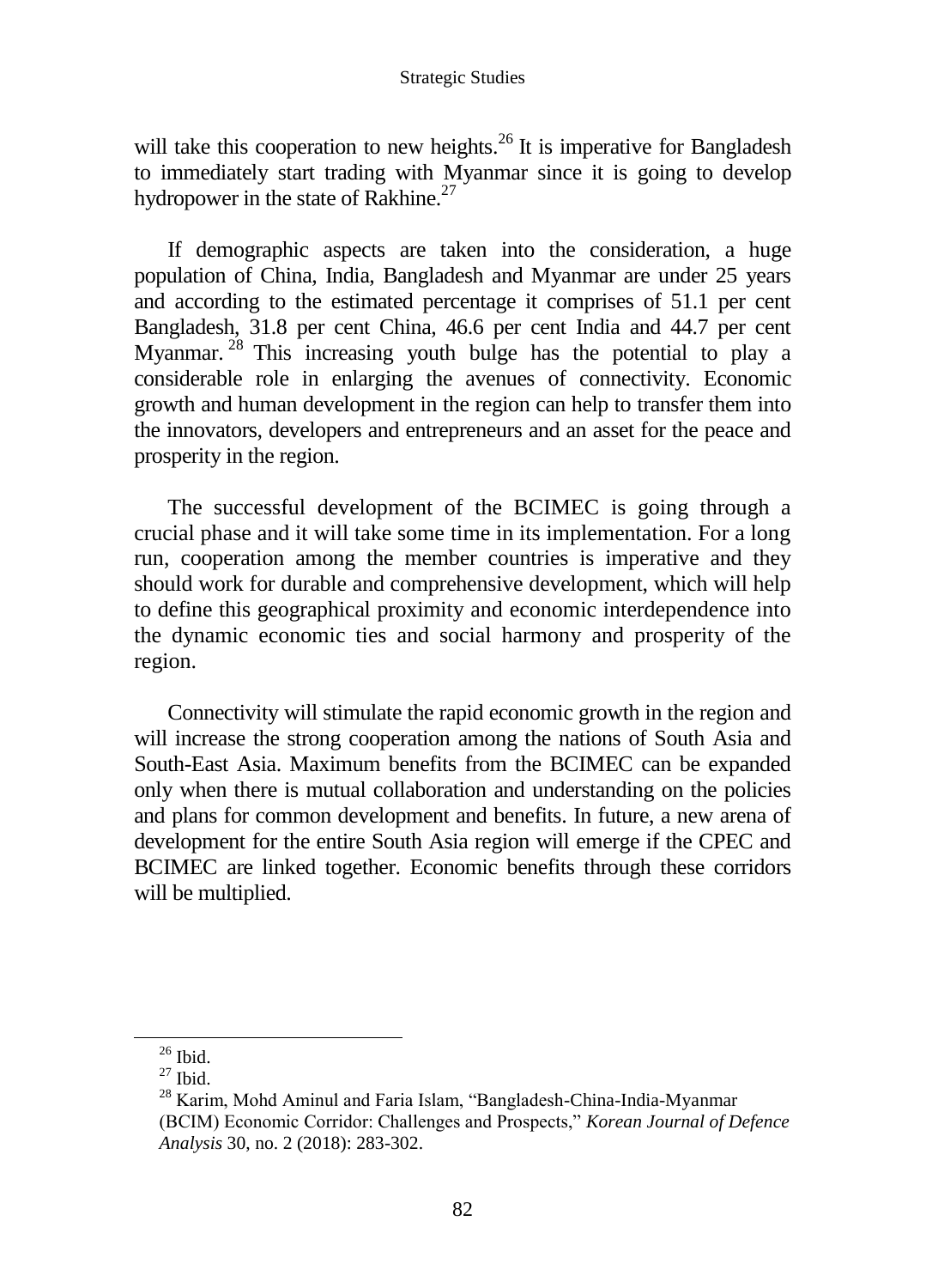will take this cooperation to new heights.[26] It is imperative for Bangladesh to immediately start trading with Myanmar since it is going to develop hydropower in the state of Rakhine.[27]

If demographic aspects are taken into the consideration, a huge population of China, India, Bangladesh and Myanmar are under 25 years and according to the estimated percentage it comprises of 51.1 per cent Bangladesh, 31.8 per cent China, 46.6 per cent India and 44.7 per cent Myanmar.[28] This increasing youth bulge has the potential to play a considerable role in enlarging the avenues of connectivity. Economic growth and human development in the region can help to transfer them into the innovators, developers and entrepreneurs and an asset for the peace and prosperity in the region.

The successful development of the BCIMEC is going through a crucial phase and it will take some time in its implementation. For a long run, cooperation among the member countries is imperative and they should work for durable and comprehensive development, which will help to define this geographical proximity and economic interdependence into the dynamic economic ties and social harmony and prosperity of the region.

Connectivity will stimulate the rapid economic growth in the region and will increase the strong cooperation among the nations of South Asia and South-East Asia. Maximum benefits from the BCIMEC can be expanded only when there is mutual collaboration and understanding on the policies and plans for common development and benefits. In future, a new arena of development for the entire South Asia region will emerge if the CPEC and BCIMEC are linked together. Economic benefits through these corridors will be multiplied.

---

[26] Ibid.

[27] Ibid.

[28] Karim, Mohd Aminul and Faria Islam, "Bangladesh-China-India-Myanmar (BCIM) Economic Corridor: Challenges and Prospects," *Korean Journal of Defence Analysis* 30, no. 2 (2018): 283-302.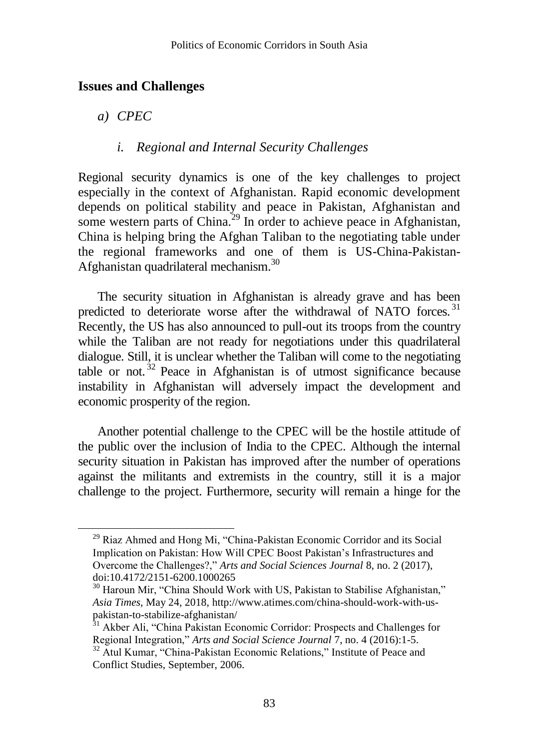## Issues and Challenges

### a) CPEC

#### i. Regional and Internal Security Challenges

Regional security dynamics is one of the key challenges to project especially in the context of Afghanistan. Rapid economic development depends on political stability and peace in Pakistan, Afghanistan and some western parts of China.[29] In order to achieve peace in Afghanistan, China is helping bring the Afghan Taliban to the negotiating table under the regional frameworks and one of them is US-China-Pakistan-Afghanistan quadrilateral mechanism.[30]

The security situation in Afghanistan is already grave and has been predicted to deteriorate worse after the withdrawal of NATO forces.[31] Recently, the US has also announced to pull-out its troops from the country while the Taliban are not ready for negotiations under this quadrilateral dialogue. Still, it is unclear whether the Taliban will come to the negotiating table or not.[32] Peace in Afghanistan is of utmost significance because instability in Afghanistan will adversely impact the development and economic prosperity of the region.

Another potential challenge to the CPEC will be the hostile attitude of the public over the inclusion of India to the CPEC. Although the internal security situation in Pakistan has improved after the number of operations against the militants and extremists in the country, still it is a major challenge to the project. Furthermore, security will remain a hinge for the

---

[29] Riaz Ahmed and Hong Mi, "China-Pakistan Economic Corridor and its Social Implication on Pakistan: How Will CPEC Boost Pakistan's Infrastructures and Overcome the Challenges?," *Arts and Social Sciences Journal* 8, no. 2 (2017), doi:10.4172/2151-6200.1000265

[30] Haroun Mir, "China Should Work with US, Pakistan to Stabilise Afghanistan," *Asia Times*, May 24, 2018, http://www.atimes.com/china-should-work-with-us-pakistan-to-stabilize-afghanistan/

[31] Akber Ali, "China Pakistan Economic Corridor: Prospects and Challenges for Regional Integration," *Arts and Social Science Journal* 7, no. 4 (2016):1-5.

[32] Atul Kumar, "China-Pakistan Economic Relations," Institute of Peace and Conflict Studies, September, 2006.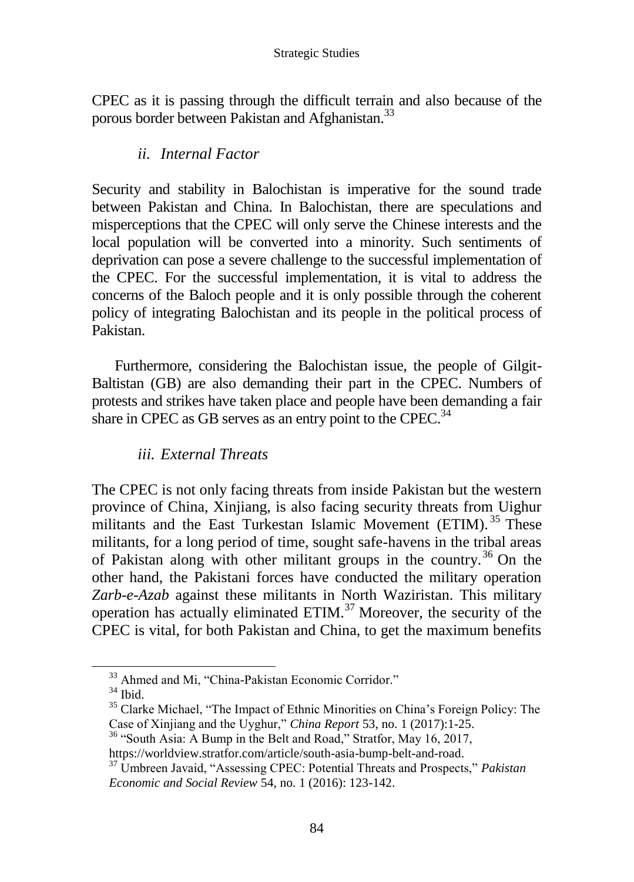CPEC as it is passing through the difficult terrain and also because of the porous border between Pakistan and Afghanistan.[33]

### *ii. Internal Factor*

Security and stability in Balochistan is imperative for the sound trade between Pakistan and China. In Balochistan, there are speculations and misperceptions that the CPEC will only serve the Chinese interests and the local population will be converted into a minority. Such sentiments of deprivation can pose a severe challenge to the successful implementation of the CPEC. For the successful implementation, it is vital to address the concerns of the Baloch people and it is only possible through the coherent policy of integrating Balochistan and its people in the political process of Pakistan.

Furthermore, considering the Balochistan issue, the people of Gilgit-Baltistan (GB) are also demanding their part in the CPEC. Numbers of protests and strikes have taken place and people have been demanding a fair share in CPEC as GB serves as an entry point to the CPEC.[34]

### *iii. External Threats*

The CPEC is not only facing threats from inside Pakistan but the western province of China, Xinjiang, is also facing security threats from Uighur militants and the East Turkestan Islamic Movement (ETIM).[35] These militants, for a long period of time, sought safe-havens in the tribal areas of Pakistan along with other militant groups in the country.[36] On the other hand, the Pakistani forces have conducted the military operation *Zarb-e-Azab* against these militants in North Waziristan. This military operation has actually eliminated ETIM.[37] Moreover, the security of the CPEC is vital, for both Pakistan and China, to get the maximum benefits

---

[33] Ahmed and Mi, "China-Pakistan Economic Corridor."

[34] Ibid.

[35] Clarke Michael, "The Impact of Ethnic Minorities on China's Foreign Policy: The Case of Xinjiang and the Uyghur," *China Report* 53, no. 1 (2017):1-25.

[36] "South Asia: A Bump in the Belt and Road," Stratfor, May 16, 2017, https://worldview.stratfor.com/article/south-asia-bump-belt-and-road.

[37] Umbreen Javaid, "Assessing CPEC: Potential Threats and Prospects," *Pakistan Economic and Social Review* 54, no. 1 (2016): 123-142.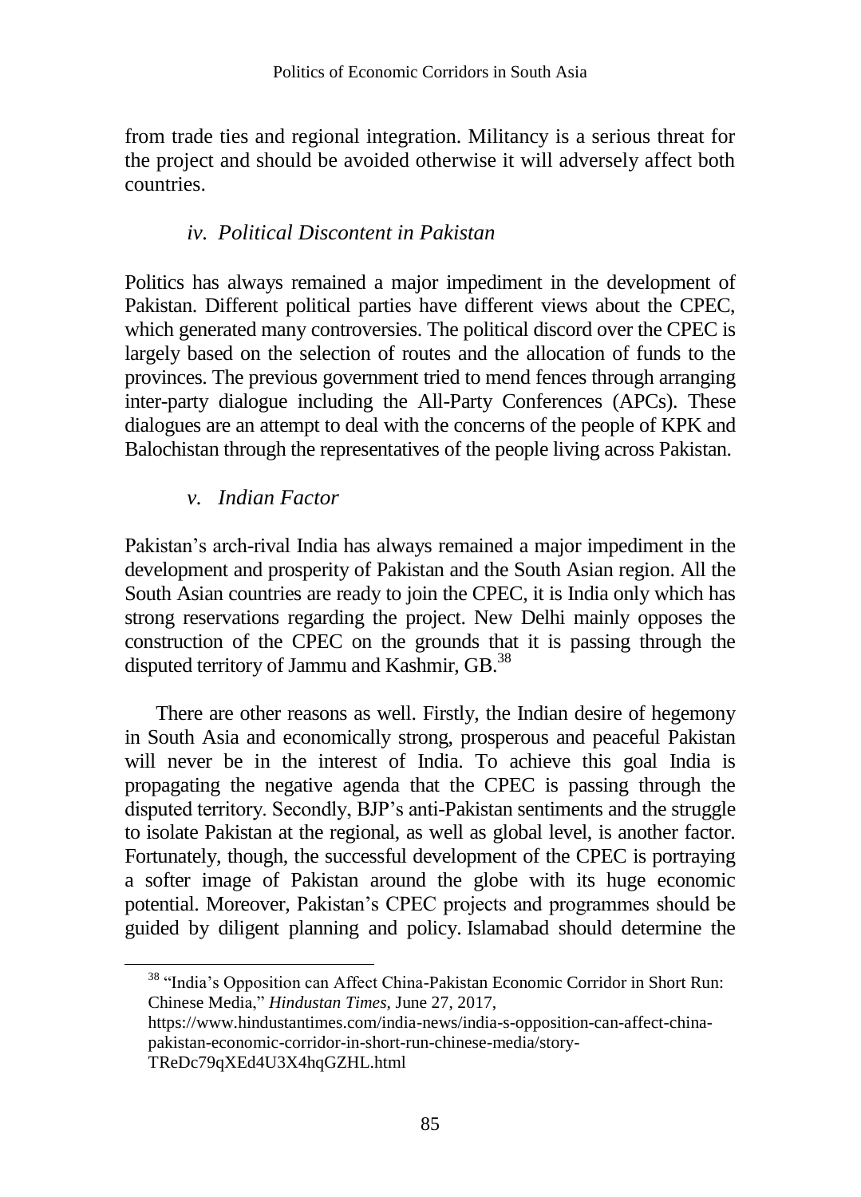from trade ties and regional integration. Militancy is a serious threat for the project and should be avoided otherwise it will adversely affect both countries.

### *iv. Political Discontent in Pakistan*

Politics has always remained a major impediment in the development of Pakistan. Different political parties have different views about the CPEC, which generated many controversies. The political discord over the CPEC is largely based on the selection of routes and the allocation of funds to the provinces. The previous government tried to mend fences through arranging inter-party dialogue including the All-Party Conferences (APCs). These dialogues are an attempt to deal with the concerns of the people of KPK and Balochistan through the representatives of the people living across Pakistan.

### *v. Indian Factor*

Pakistan's arch-rival India has always remained a major impediment in the development and prosperity of Pakistan and the South Asian region. All the South Asian countries are ready to join the CPEC, it is India only which has strong reservations regarding the project. New Delhi mainly opposes the construction of the CPEC on the grounds that it is passing through the disputed territory of Jammu and Kashmir, GB.[38]

There are other reasons as well. Firstly, the Indian desire of hegemony in South Asia and economically strong, prosperous and peaceful Pakistan will never be in the interest of India. To achieve this goal India is propagating the negative agenda that the CPEC is passing through the disputed territory. Secondly, BJP's anti-Pakistan sentiments and the struggle to isolate Pakistan at the regional, as well as global level, is another factor. Fortunately, though, the successful development of the CPEC is portraying a softer image of Pakistan around the globe with its huge economic potential. Moreover, Pakistan's CPEC projects and programmes should be guided by diligent planning and policy. Islamabad should determine the

---

[38] "India's Opposition can Affect China-Pakistan Economic Corridor in Short Run: Chinese Media," *Hindustan Times*, June 27, 2017, https://www.hindustantimes.com/india-news/india-s-opposition-can-affect-china-pakistan-economic-corridor-in-short-run-chinese-media/story-TReDc79qXEd4U3X4hqGZHL.html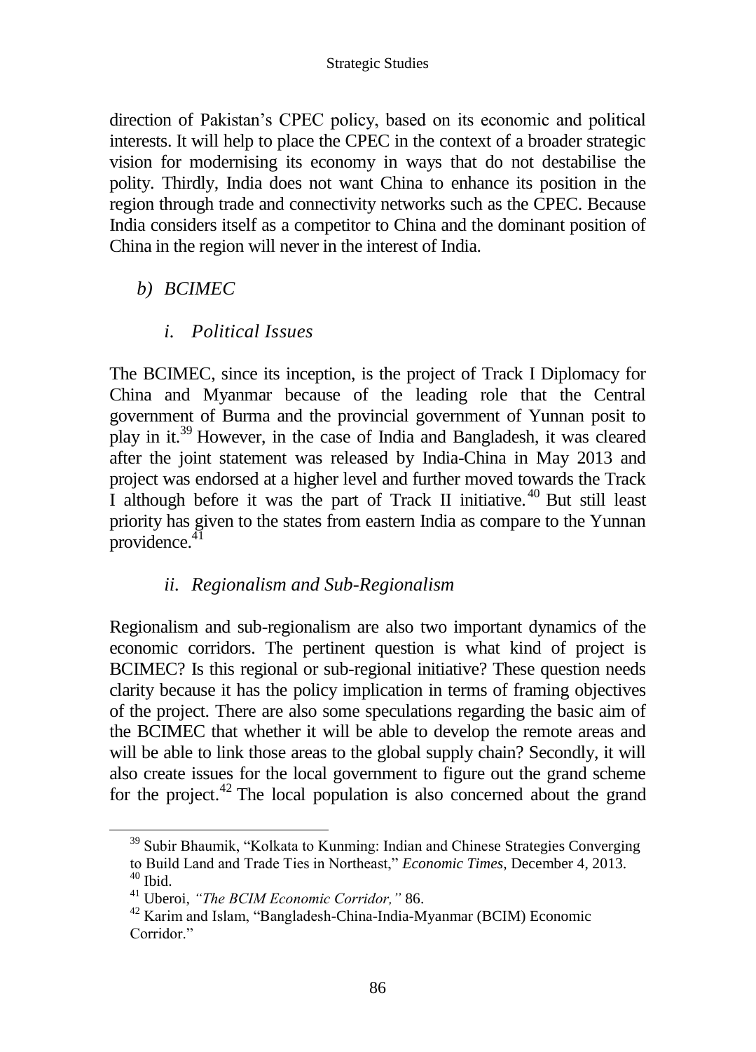direction of Pakistan's CPEC policy, based on its economic and political interests. It will help to place the CPEC in the context of a broader strategic vision for modernising its economy in ways that do not destabilise the polity. Thirdly, India does not want China to enhance its position in the region through trade and connectivity networks such as the CPEC. Because India considers itself as a competitor to China and the dominant position of China in the region will never in the interest of India.

### *b) BCIMEC*

#### *i. Political Issues*

The BCIMEC, since its inception, is the project of Track I Diplomacy for China and Myanmar because of the leading role that the Central government of Burma and the provincial government of Yunnan posit to play in it.[39] However, in the case of India and Bangladesh, it was cleared after the joint statement was released by India-China in May 2013 and project was endorsed at a higher level and further moved towards the Track I although before it was the part of Track II initiative.[40] But still least priority has given to the states from eastern India as compare to the Yunnan providence.[41]

#### *ii. Regionalism and Sub-Regionalism*

Regionalism and sub-regionalism are also two important dynamics of the economic corridors. The pertinent question is what kind of project is BCIMEC? Is this regional or sub-regional initiative? These question needs clarity because it has the policy implication in terms of framing objectives of the project. There are also some speculations regarding the basic aim of the BCIMEC that whether it will be able to develop the remote areas and will be able to link those areas to the global supply chain? Secondly, it will also create issues for the local government to figure out the grand scheme for the project.[42] The local population is also concerned about the grand

---

[39] Subir Bhaumik, "Kolkata to Kunming: Indian and Chinese Strategies Converging to Build Land and Trade Ties in Northeast," *Economic Times*, December 4, 2013.

[40] Ibid.

[41] Uberoi, *"The BCIM Economic Corridor,"* 86.

[42] Karim and Islam, "Bangladesh-China-India-Myanmar (BCIM) Economic Corridor."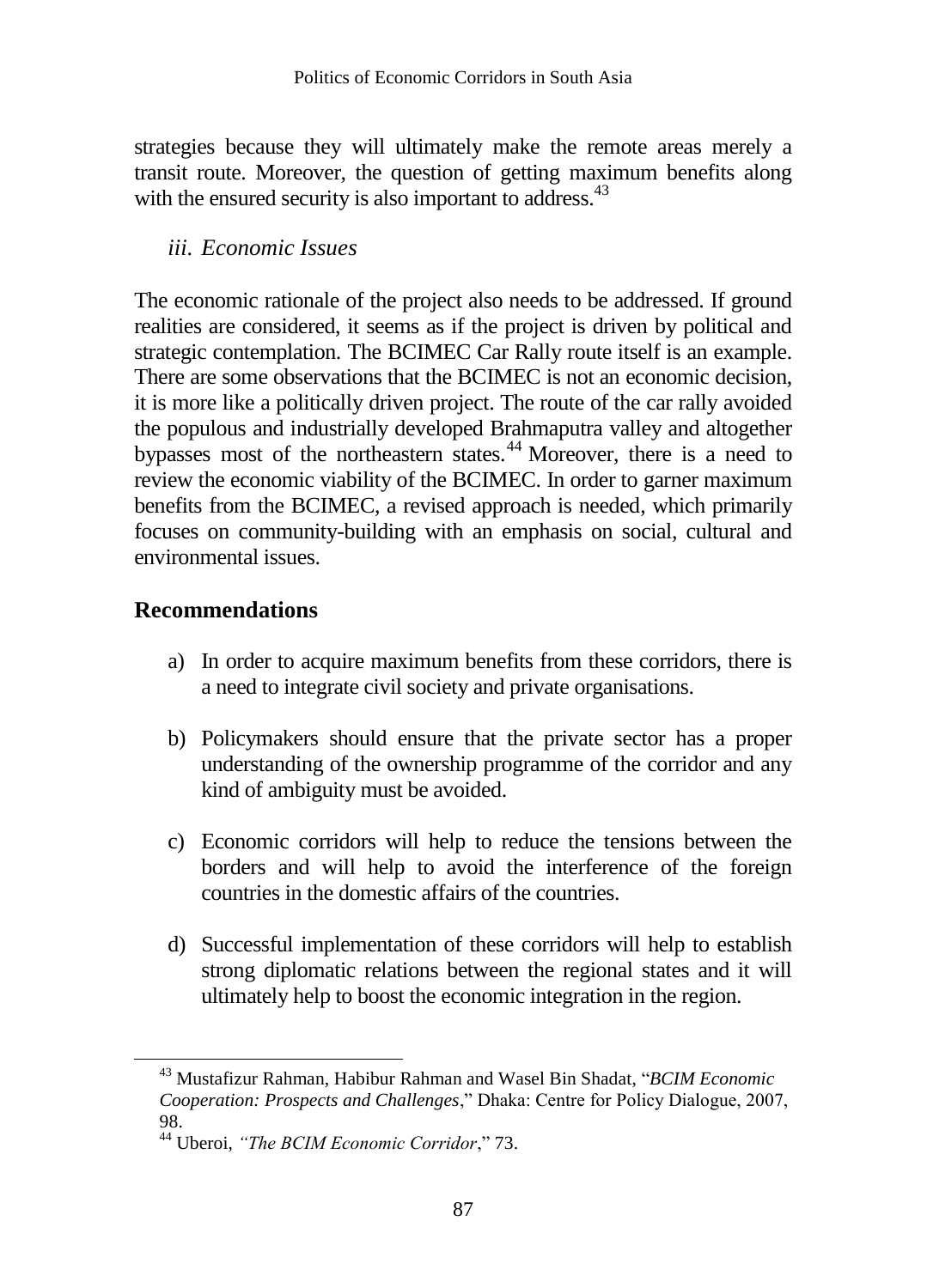strategies because they will ultimately make the remote areas merely a transit route. Moreover, the question of getting maximum benefits along with the ensured security is also important to address.[43]

### *iii. Economic Issues*

The economic rationale of the project also needs to be addressed. If ground realities are considered, it seems as if the project is driven by political and strategic contemplation. The BCIMEC Car Rally route itself is an example. There are some observations that the BCIMEC is not an economic decision, it is more like a politically driven project. The route of the car rally avoided the populous and industrially developed Brahmaputra valley and altogether bypasses most of the northeastern states.[44] Moreover, there is a need to review the economic viability of the BCIMEC. In order to garner maximum benefits from the BCIMEC, a revised approach is needed, which primarily focuses on community-building with an emphasis on social, cultural and environmental issues.

## Recommendations

a) In order to acquire maximum benefits from these corridors, there is a need to integrate civil society and private organisations.

b) Policymakers should ensure that the private sector has a proper understanding of the ownership programme of the corridor and any kind of ambiguity must be avoided.

c) Economic corridors will help to reduce the tensions between the borders and will help to avoid the interference of the foreign countries in the domestic affairs of the countries.

d) Successful implementation of these corridors will help to establish strong diplomatic relations between the regional states and it will ultimately help to boost the economic integration in the region.

---

[43] Mustafizur Rahman, Habibur Rahman and Wasel Bin Shadat, "*BCIM Economic Cooperation: Prospects and Challenges*," Dhaka: Centre for Policy Dialogue, 2007, 98.

[44] Uberoi, *"The BCIM Economic Corridor*," 73.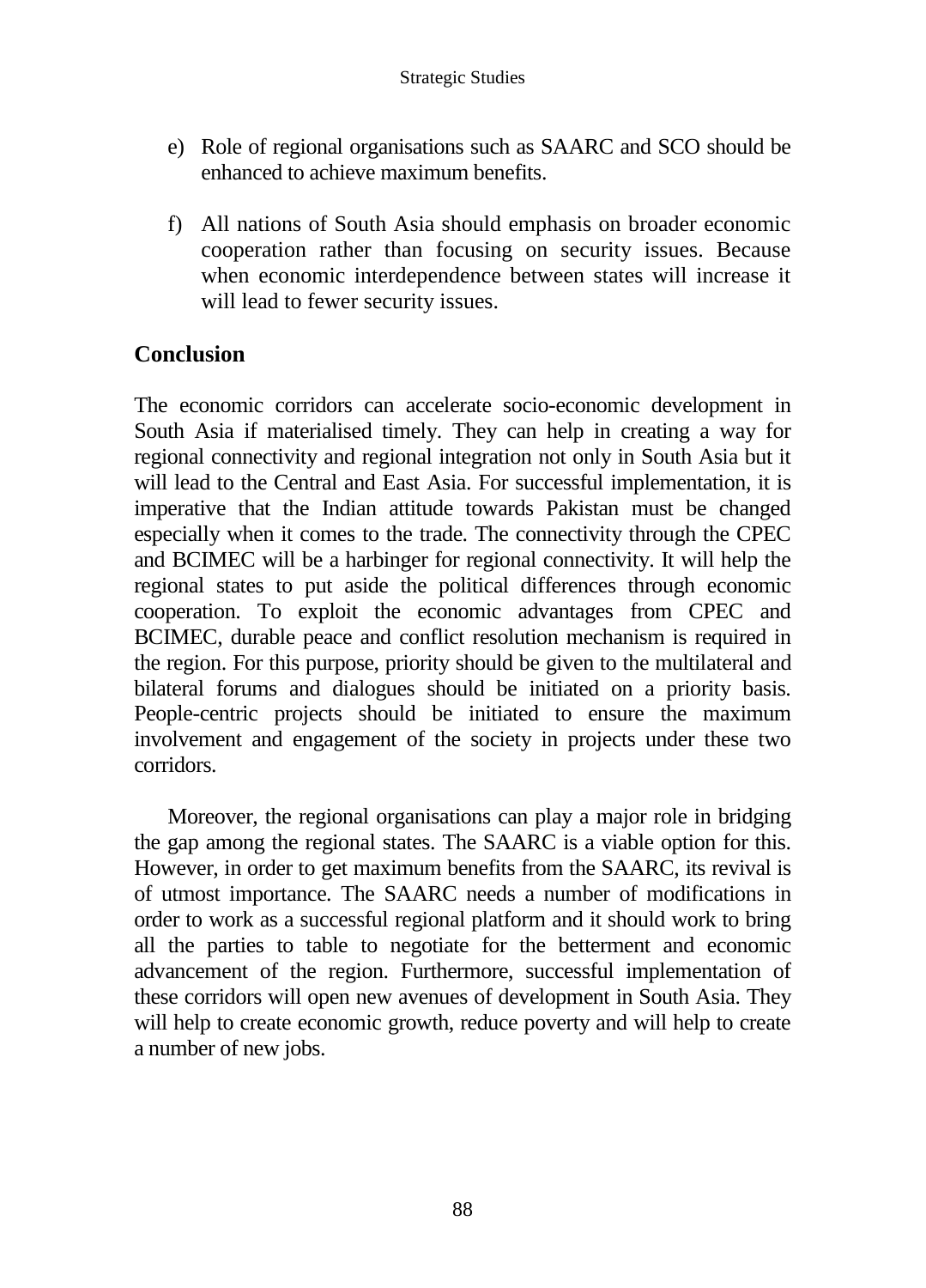e) Role of regional organisations such as SAARC and SCO should be enhanced to achieve maximum benefits.

f) All nations of South Asia should emphasis on broader economic cooperation rather than focusing on security issues. Because when economic interdependence between states will increase it will lead to fewer security issues.

## Conclusion

The economic corridors can accelerate socio-economic development in South Asia if materialised timely. They can help in creating a way for regional connectivity and regional integration not only in South Asia but it will lead to the Central and East Asia. For successful implementation, it is imperative that the Indian attitude towards Pakistan must be changed especially when it comes to the trade. The connectivity through the CPEC and BCIMEC will be a harbinger for regional connectivity. It will help the regional states to put aside the political differences through economic cooperation. To exploit the economic advantages from CPEC and BCIMEC, durable peace and conflict resolution mechanism is required in the region. For this purpose, priority should be given to the multilateral and bilateral forums and dialogues should be initiated on a priority basis. People-centric projects should be initiated to ensure the maximum involvement and engagement of the society in projects under these two corridors.

Moreover, the regional organisations can play a major role in bridging the gap among the regional states. The SAARC is a viable option for this. However, in order to get maximum benefits from the SAARC, its revival is of utmost importance. The SAARC needs a number of modifications in order to work as a successful regional platform and it should work to bring all the parties to table to negotiate for the betterment and economic advancement of the region. Furthermore, successful implementation of these corridors will open new avenues of development in South Asia. They will help to create economic growth, reduce poverty and will help to create a number of new jobs.